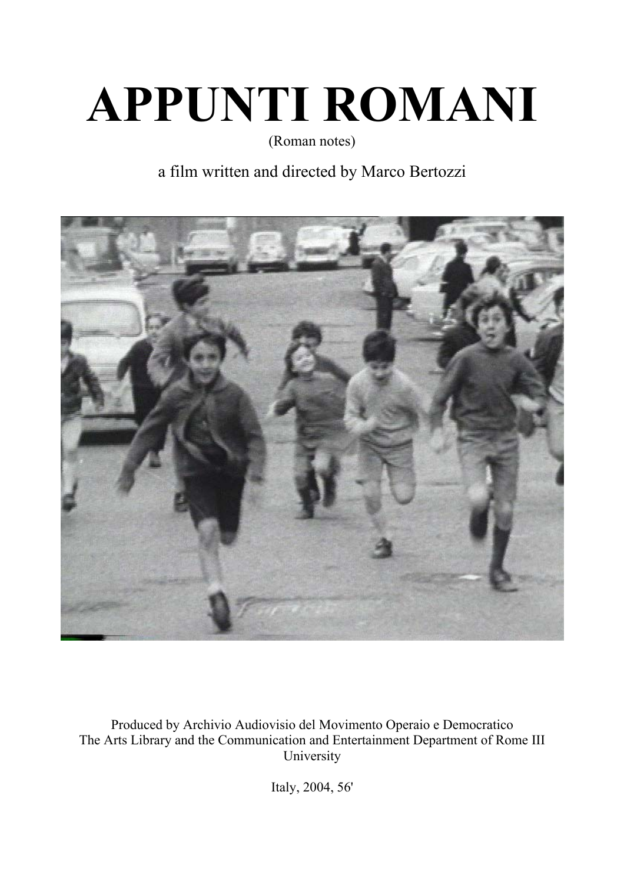# APPUNTI ROMANI

(Roman notes)

a film written and directed by Marco Bertozzi

Produced by Archivio Audiovisio del Movimento Operaio e Democratico
The Arts Library and the Communication and Entertainment Department of Rome III University

Italy, 2004, 56'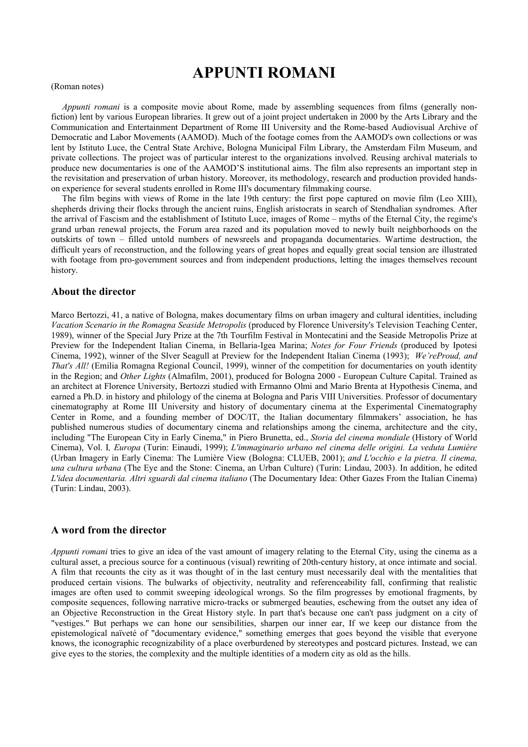# APPUNTI ROMANI

(Roman notes)

*Appunti romani* is a composite movie about Rome, made by assembling sequences from films (generally non-fiction) lent by various European libraries. It grew out of a joint project undertaken in 2000 by the Arts Library and the Communication and Entertainment Department of Rome III University and the Rome-based Audiovisual Archive of Democratic and Labor Movements (AAMOD). Much of the footage comes from the AAMOD's own collections or was lent by Istituto Luce, the Central State Archive, Bologna Municipal Film Library, the Amsterdam Film Museum, and private collections. The project was of particular interest to the organizations involved. Reusing archival materials to produce new documentaries is one of the AAMOD'S institutional aims. The film also represents an important step in the revisitation and preservation of urban history. Moreover, its methodology, research and production provided hands-on experience for several students enrolled in Rome III's documentary filmmaking course.

The film begins with views of Rome in the late 19th century: the first pope captured on movie film (Leo XIII), shepherds driving their flocks through the ancient ruins, English aristocrats in search of Stendhalian syndromes. After the arrival of Fascism and the establishment of Istituto Luce, images of Rome – myths of the Eternal City, the regime's grand urban renewal projects, the Forum area razed and its population moved to newly built neighborhoods on the outskirts of town – filled untold numbers of newsreels and propaganda documentaries. Wartime destruction, the difficult years of reconstruction, and the following years of great hopes and equally great social tension are illustrated with footage from pro-government sources and from independent productions, letting the images themselves recount history.

## About the director

Marco Bertozzi, 41, a native of Bologna, makes documentary films on urban imagery and cultural identities, including *Vacation Scenario in the Romagna Seaside Metropolis* (produced by Florence University's Television Teaching Center, 1989), winner of the Special Jury Prize at the 7th Tourfilm Festival in Montecatini and the Seaside Metropolis Prize at Preview for the Independent Italian Cinema, in Bellaria-Igea Marina; *Notes for Four Friends* (produced by Ipotesi Cinema, 1992), winner of the Slver Seagull at Preview for the Independent Italian Cinema (1993); *We'reProud, and That's All!* (Emilia Romagna Regional Council, 1999), winner of the competition for documentaries on youth identity in the Region; and *Other Lights* (Almafilm, 2001), produced for Bologna 2000 - European Culture Capital. Trained as an architect at Florence University, Bertozzi studied with Ermanno Olmi and Mario Brenta at Hypothesis Cinema, and earned a Ph.D. in history and philology of the cinema at Bologna and Paris VIII Universities. Professor of documentary cinematography at Rome III University and history of documentary cinema at the Experimental Cinematography Center in Rome, and a founding member of DOC/IT, the Italian documentary filmmakers' association, he has published numerous studies of documentary cinema and relationships among the cinema, architecture and the city, including "The European City in Early Cinema," in Piero Brunetta, ed., *Storia del cinema mondiale* (History of World Cinema), Vol. I*, Europa* (Turin: Einaudi, 1999); *L'immaginario urbano nel cinema delle origini. La veduta Lumière* (Urban Imagery in Early Cinema: The Lumière View (Bologna: CLUEB, 2001); *and L'occhio e la pietra. Il cinema, una cultura urbana* (The Eye and the Stone: Cinema, an Urban Culture) (Turin: Lindau, 2003). In addition, he edited *L'idea documentaria. Altri sguardi dal cinema italiano* (The Documentary Idea: Other Gazes From the Italian Cinema) (Turin: Lindau, 2003).

## A word from the director

*Appunti romani* tries to give an idea of the vast amount of imagery relating to the Eternal City, using the cinema as a cultural asset, a precious source for a continuous (visual) rewriting of 20th-century history, at once intimate and social. A film that recounts the city as it was thought of in the last century must necessarily deal with the mentalities that produced certain visions. The bulwarks of objectivity, neutrality and referenceability fall, confirming that realistic images are often used to commit sweeping ideological wrongs. So the film progresses by emotional fragments, by composite sequences, following narrative micro-tracks or submerged beauties, eschewing from the outset any idea of an Objective Reconstruction in the Great History style. In part that's because one can't pass judgment on a city of "vestiges." But perhaps we can hone our sensibilities, sharpen our inner ear, If we keep our distance from the epistemological naïveté of "documentary evidence," something emerges that goes beyond the visible that everyone knows, the iconographic recognizability of a place overburdened by stereotypes and postcard pictures. Instead, we can give eyes to the stories, the complexity and the multiple identities of a modern city as old as the hills.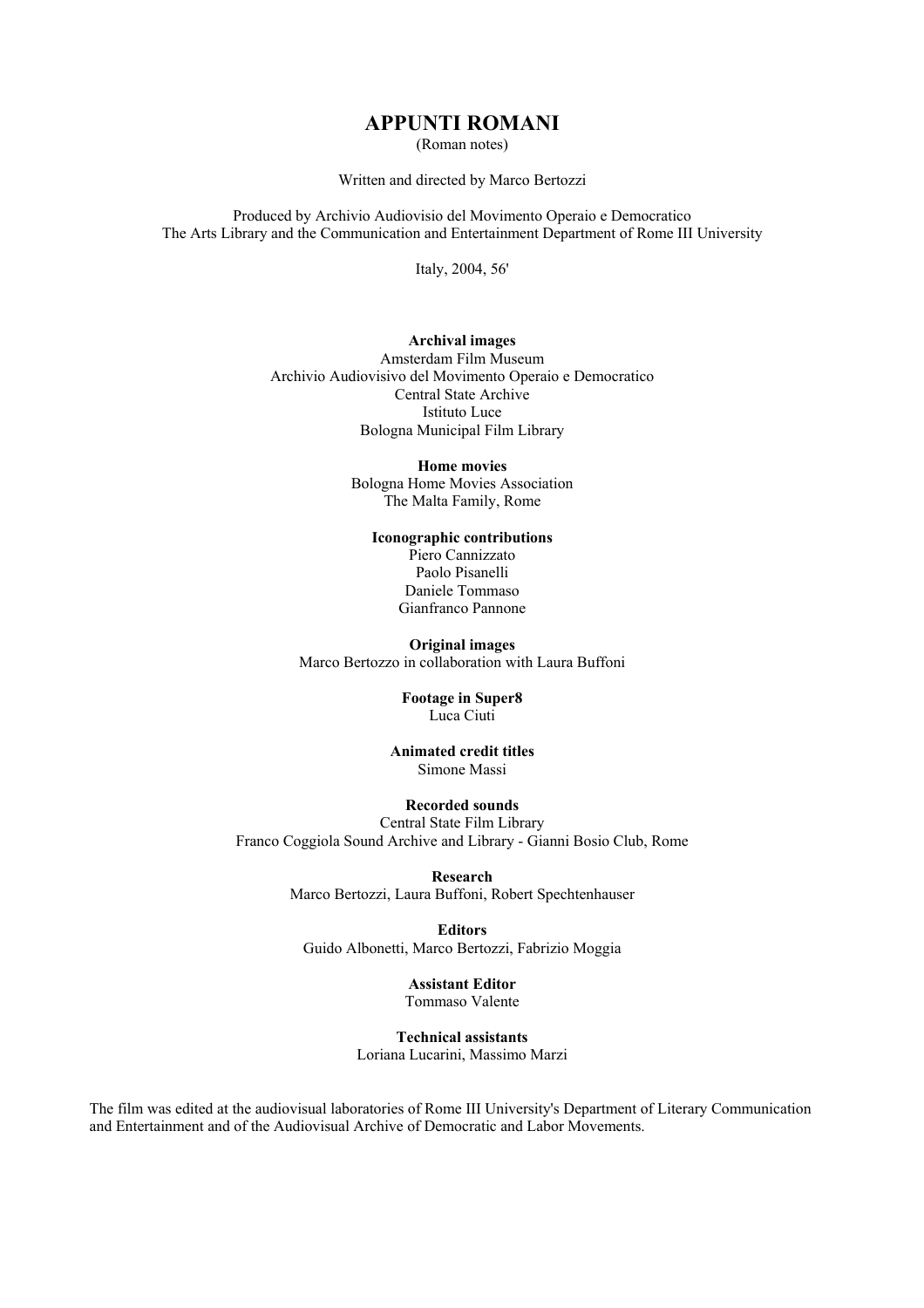# APPUNTI ROMANI

(Roman notes)

Written and directed by Marco Bertozzi

Produced by Archivio Audiovisio del Movimento Operaio e Democratico
The Arts Library and the Communication and Entertainment Department of Rome III University

Italy, 2004, 56'

**Archival images**
Amsterdam Film Museum
Archivio Audiovisivo del Movimento Operaio e Democratico
Central State Archive
Istituto Luce
Bologna Municipal Film Library

**Home movies**
Bologna Home Movies Association
The Malta Family, Rome

**Iconographic contributions**
Piero Cannizzato
Paolo Pisanelli
Daniele Tommaso
Gianfranco Pannone

**Original images**
Marco Bertozzo in collaboration with Laura Buffoni

**Footage in Super8**
Luca Ciuti

**Animated credit titles**
Simone Massi

**Recorded sounds**
Central State Film Library
Franco Coggiola Sound Archive and Library - Gianni Bosio Club, Rome

**Research**
Marco Bertozzi, Laura Buffoni, Robert Spechtenhauser

**Editors**
Guido Albonetti, Marco Bertozzi, Fabrizio Moggia

**Assistant Editor**
Tommaso Valente

**Technical assistants**
Loriana Lucarini, Massimo Marzi

The film was edited at the audiovisual laboratories of Rome III University's Department of Literary Communication and Entertainment and of the Audiovisual Archive of Democratic and Labor Movements.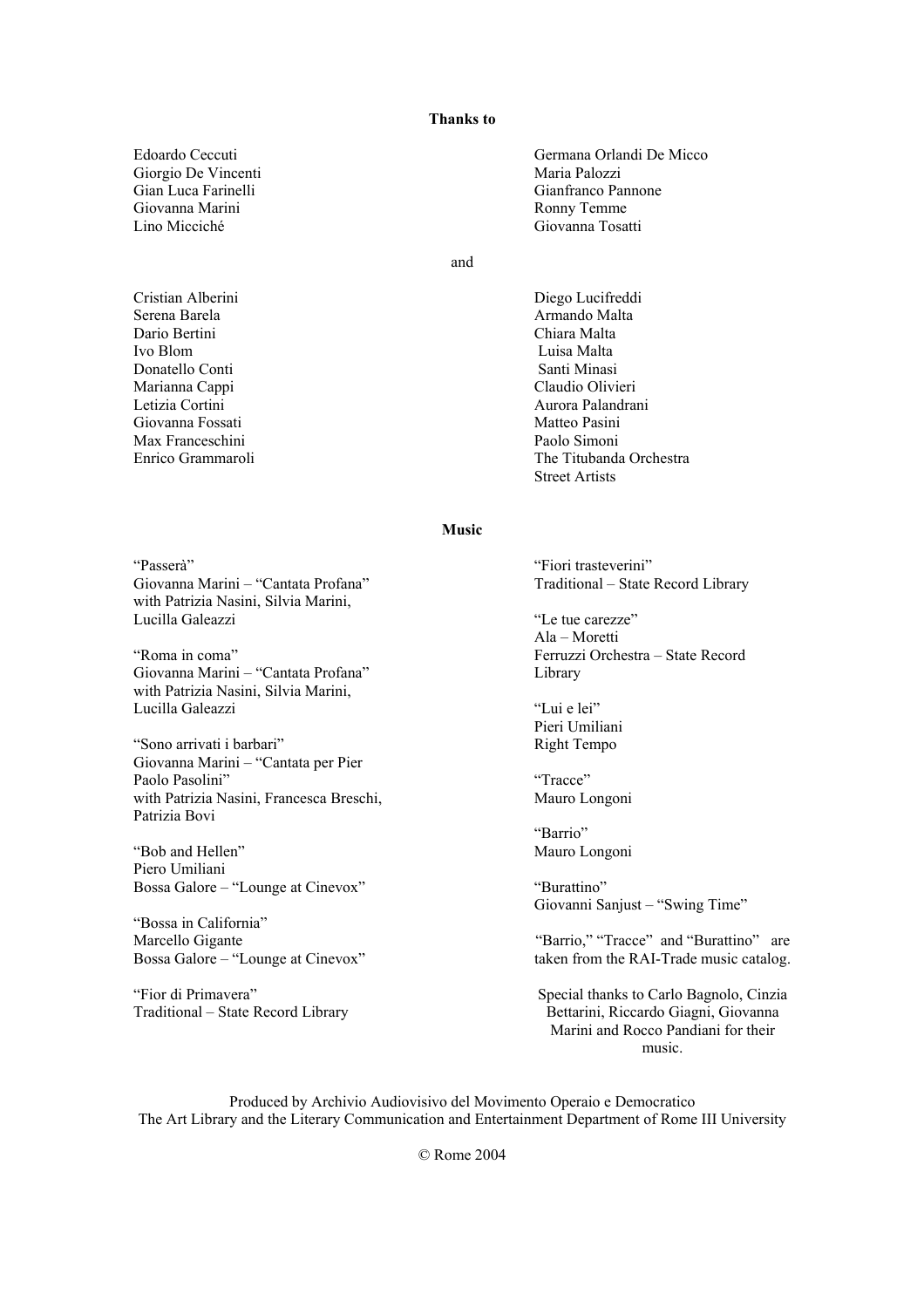**Thanks to**

Edoardo Ceccuti
Giorgio De Vincenti
Gian Luca Farinelli
Giovanna Marini
Lino Micciché
Germana Orlandi De Micco
Maria Palozzi
Gianfranco Pannone
Ronny Temme
Giovanna Tosatti

and

Cristian Alberini
Serena Barela
Dario Bertini
Ivo Blom
Donatello Conti
Marianna Cappi
Letizia Cortini
Giovanna Fossati
Max Franceschini
Enrico Grammaroli
Diego Lucifreddi
Armando Malta
Chiara Malta
Luisa Malta
Santi Minasi
Claudio Olivieri
Aurora Palandrani
Matteo Pasini
Paolo Simoni
The Titubanda Orchestra
Street Artists

**Music**

"Passerà"
Giovanna Marini – "Cantata Profana"
with Patrizia Nasini, Silvia Marini, Lucilla Galeazzi

"Roma in coma"
Giovanna Marini – "Cantata Profana"
with Patrizia Nasini, Silvia Marini, Lucilla Galeazzi

"Sono arrivati i barbari"
Giovanna Marini – "Cantata per Pier Paolo Pasolini"
with Patrizia Nasini, Francesca Breschi, Patrizia Bovi

"Bob and Hellen"
Piero Umiliani
Bossa Galore – "Lounge at Cinevox"

"Bossa in California"
Marcello Gigante
Bossa Galore – "Lounge at Cinevox"

"Fior di Primavera"
Traditional – State Record Library

"Fiori trasteverini"
Traditional – State Record Library

"Le tue carezze"
Ala – Moretti
Ferruzzi Orchestra – State Record Library

"Lui e lei"
Pieri Umiliani
Right Tempo

"Tracce"
Mauro Longoni

"Barrio"
Mauro Longoni

"Burattino"
Giovanni Sanjust – "Swing Time"

"Barrio," "Tracce" and "Burattino" are taken from the RAI-Trade music catalog.

Special thanks to Carlo Bagnolo, Cinzia Bettarini, Riccardo Giagni, Giovanna Marini and Rocco Pandiani for their music.

Produced by Archivio Audiovisivo del Movimento Operaio e Democratico
The Art Library and the Literary Communication and Entertainment Department of Rome III University

© Rome 2004